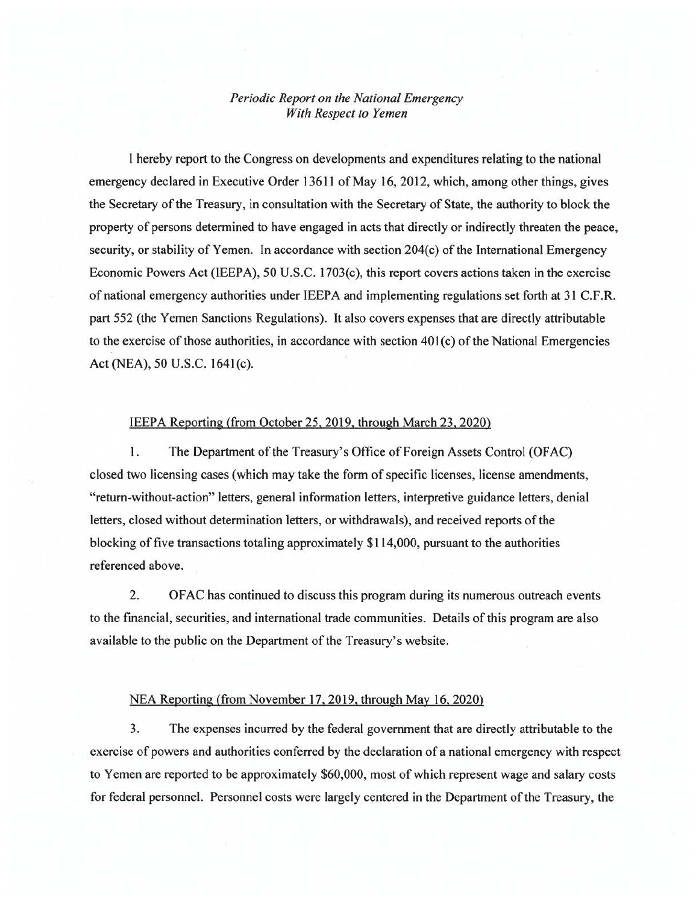*Periodic Report on the National Emergency*
*With Respect to Yemen*

I hereby report to the Congress on developments and expenditures relating to the national emergency declared in Executive Order 13611 of May 16, 2012, which, among other things, gives the Secretary of the Treasury, in consultation with the Secretary of State, the authority to block the property of persons determined to have engaged in acts that directly or indirectly threaten the peace, security, or stability of Yemen. In accordance with section 204(c) of the International Emergency Economic Powers Act (IEEPA), 50 U.S.C. 1703(c), this report covers actions taken in the exercise of national emergency authorities under IEEPA and implementing regulations set forth at 31 C.F.R. part 552 (the Yemen Sanctions Regulations). It also covers expenses that are directly attributable to the exercise of those authorities, in accordance with section 401(c) of the National Emergencies Act (NEA), 50 U.S.C. 1641(c).

IEEPA Reporting (from October 25, 2019, through March 23, 2020)

1. The Department of the Treasury's Office of Foreign Assets Control (OFAC) closed two licensing cases (which may take the form of specific licenses, license amendments, "return-without-action" letters, general information letters, interpretive guidance letters, denial letters, closed without determination letters, or withdrawals), and received reports of the blocking of five transactions totaling approximately $114,000, pursuant to the authorities referenced above.

2. OFAC has continued to discuss this program during its numerous outreach events to the financial, securities, and international trade communities. Details of this program are also available to the public on the Department of the Treasury's website.

NEA Reporting (from November 17, 2019, through May 16, 2020)

3. The expenses incurred by the federal government that are directly attributable to the exercise of powers and authorities conferred by the declaration of a national emergency with respect to Yemen are reported to be approximately $60,000, most of which represent wage and salary costs for federal personnel. Personnel costs were largely centered in the Department of the Treasury, the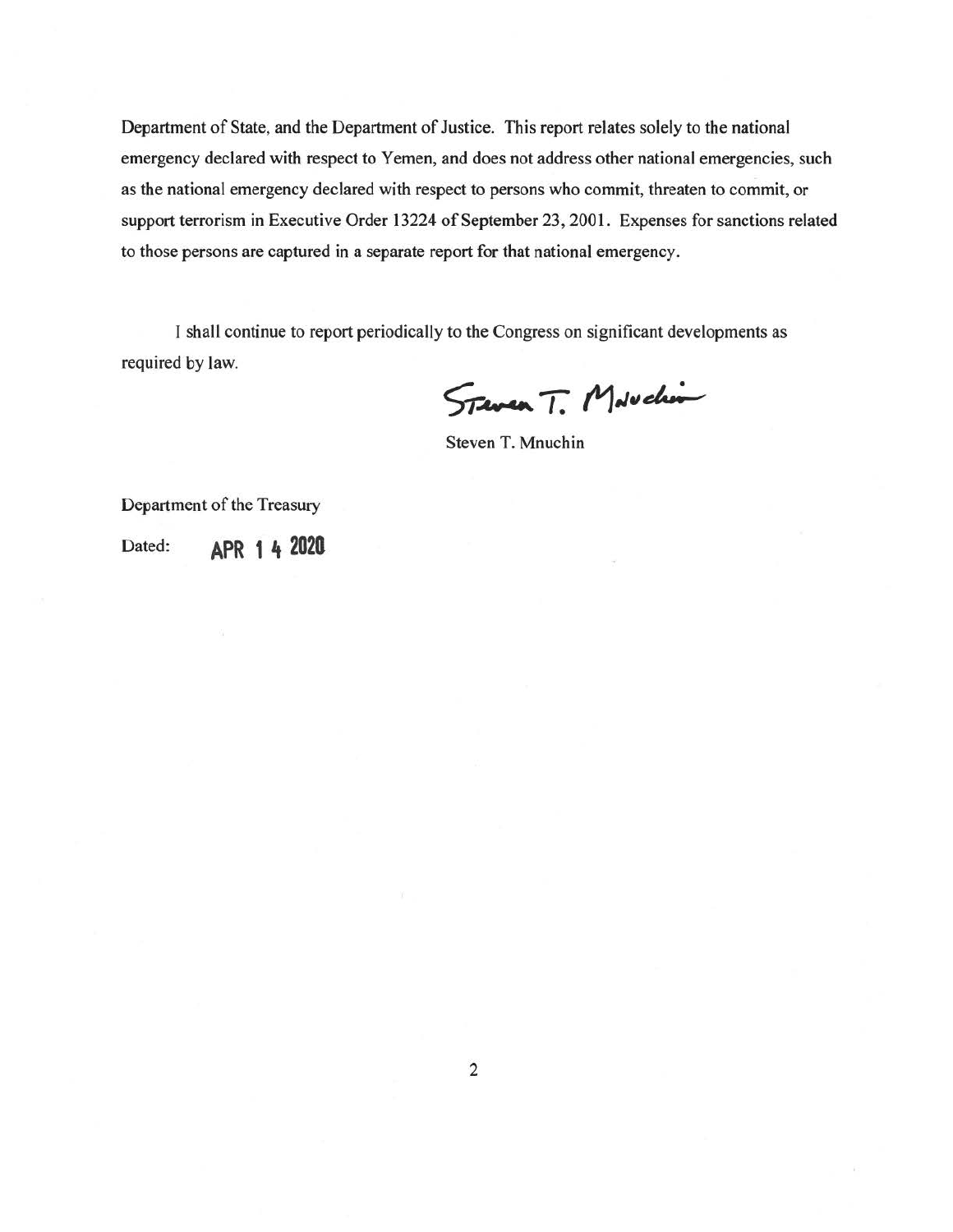Department of State, and the Department of Justice. This report relates solely to the national emergency declared with respect to Yemen, and does not address other national emergencies, such as the national emergency declared with respect to persons who commit, threaten to commit, or support terrorism in Executive Order 13224 of September 23, 2001. Expenses for sanctions related to those persons are captured in a separate report for that national emergency.

I shall continue to report periodically to the Congress on significant developments as required by law.

Steven T. Mnuchin

Steven T. Mnuchin

Department of the Treasury

Dated: APR 14 2020